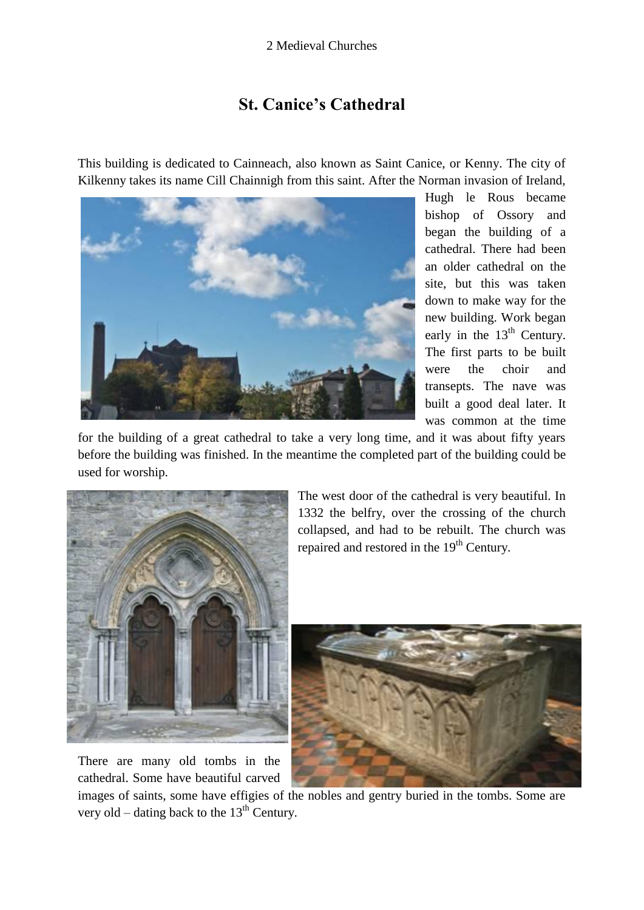# St. Canice's Cathedral

This building is dedicated to Cainneach, also known as Saint Canice, or Kenny. The city of Kilkenny takes its name Cill Chainnigh from this saint. After the Norman invasion of Ireland, Hugh le Rous became bishop of Ossory and began the building of a cathedral. There had been an older cathedral on the site, but this was taken down to make way for the new building. Work began early in the 13th Century. The first parts to be built were the choir and transepts. The nave was built a good deal later. It was common at the time for the building of a great cathedral to take a very long time, and it was about fifty years before the building was finished. In the meantime the completed part of the building could be used for worship.

The west door of the cathedral is very beautiful. In 1332 the belfry, over the crossing of the church collapsed, and had to be rebuilt. The church was repaired and restored in the 19th Century.

There are many old tombs in the cathedral. Some have beautiful carved images of saints, some have effigies of the nobles and gentry buried in the tombs. Some are very old – dating back to the 13th Century.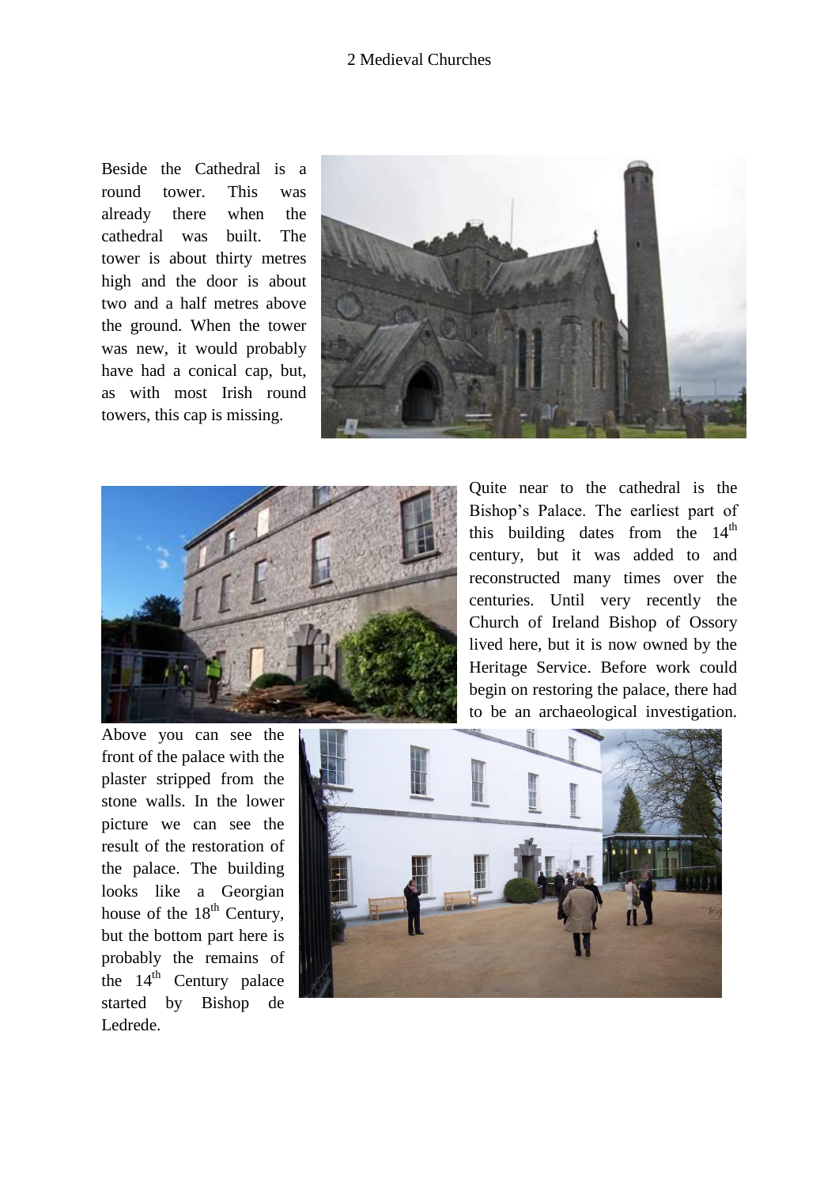Beside the Cathedral is a round tower. This was already there when the cathedral was built. The tower is about thirty metres high and the door is about two and a half metres above the ground. When the tower was new, it would probably have had a conical cap, but, as with most Irish round towers, this cap is missing.

Quite near to the cathedral is the Bishop's Palace. The earliest part of this building dates from the 14th century, but it was added to and reconstructed many times over the centuries. Until very recently the Church of Ireland Bishop of Ossory lived here, but it is now owned by the Heritage Service. Before work could begin on restoring the palace, there had to be an archaeological investigation.

Above you can see the front of the palace with the plaster stripped from the stone walls. In the lower picture we can see the result of the restoration of the palace. The building looks like a Georgian house of the 18th Century, but the bottom part here is probably the remains of the 14th Century palace started by Bishop de Ledrede.